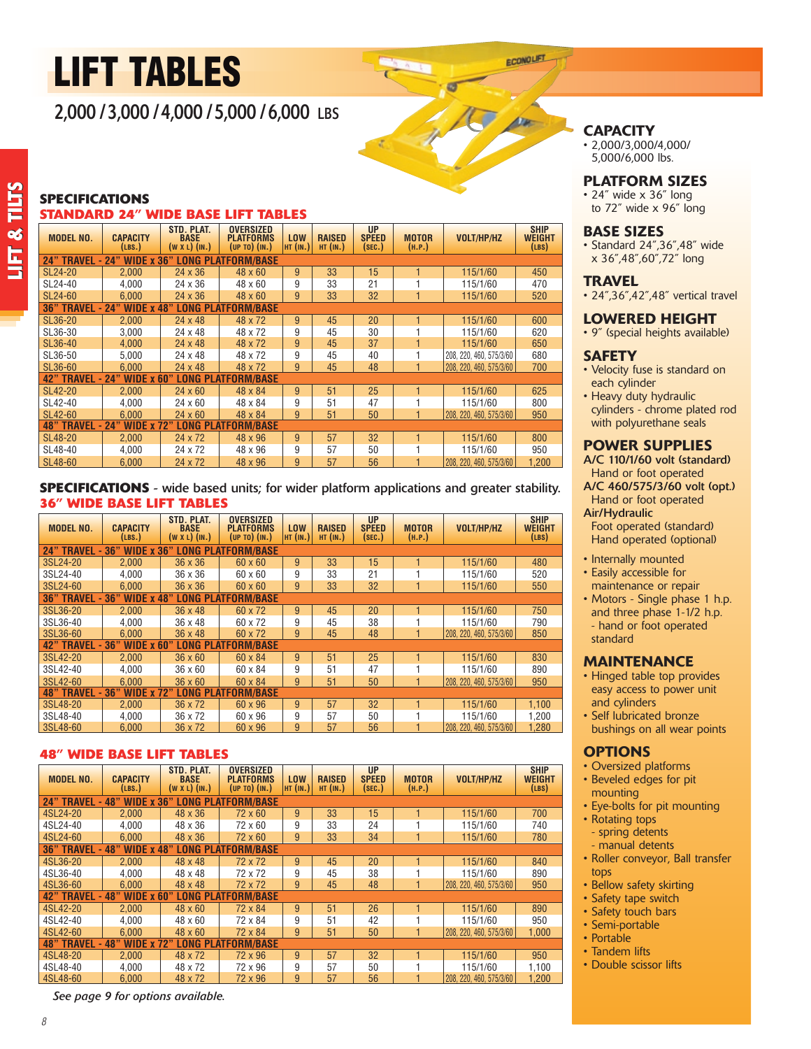# LIFT TABLES

## 2,000 / 3,000 / 4,000 / 5,000 / 6,000 LBS

LIFT & TILTS

### SPECIFICATIONS

### STANDARD 24" WIDE BASE LIFT TABLES

| MODEL NO. | CAPACITY (LBS.) | STD. PLAT. BASE (W x L) (IN.) | OVERSIZED PLATFORMS (UP TO) (IN.) | LOW HT (IN.) | RAISED HT (IN.) | UP SPEED (SEC.) | MOTOR (H.P.) | VOLT/HP/HZ | SHIP WEIGHT (LBS) |
|---|---|---|---|---|---|---|---|---|---|
| **24" TRAVEL - 24" WIDE x 36" LONG PLATFORM/BASE** | | | | | | | | | |
| SL24-20 | 2,000 | 24 x 36 | 48 x 60 | 9 | 33 | 15 | 1 | 115/1/60 | 450 |
| SL24-40 | 4,000 | 24 x 36 | 48 x 60 | 9 | 33 | 21 | 1 | 115/1/60 | 470 |
| SL24-60 | 6,000 | 24 x 36 | 48 x 60 | 9 | 33 | 32 | 1 | 115/1/60 | 520 |
| **36" TRAVEL - 24" WIDE x 48" LONG PLATFORM/BASE** | | | | | | | | | |
| SL36-20 | 2,000 | 24 x 48 | 48 x 72 | 9 | 45 | 20 | 1 | 115/1/60 | 600 |
| SL36-30 | 3,000 | 24 x 48 | 48 x 72 | 9 | 45 | 30 | 1 | 115/1/60 | 620 |
| SL36-40 | 4,000 | 24 x 48 | 48 x 72 | 9 | 45 | 37 | 1 | 115/1/60 | 650 |
| SL36-50 | 5,000 | 24 x 48 | 48 x 72 | 9 | 45 | 40 | 1 | 208, 220, 460, 575/3/60 | 680 |
| SL36-60 | 6,000 | 24 x 48 | 48 x 72 | 9 | 45 | 48 | 1 | 208, 220, 460, 575/3/60 | 700 |
| **42" TRAVEL - 24" WIDE x 60" LONG PLATFORM/BASE** | | | | | | | | | |
| SL42-20 | 2,000 | 24 x 60 | 48 x 84 | 9 | 51 | 25 | 1 | 115/1/60 | 625 |
| SL42-40 | 4,000 | 24 x 60 | 48 x 84 | 9 | 51 | 47 | 1 | 115/1/60 | 800 |
| SL42-60 | 6,000 | 24 x 60 | 48 x 84 | 9 | 51 | 50 | 1 | 208, 220, 460, 575/3/60 | 950 |
| **48" TRAVEL - 24" WIDE x 72" LONG PLATFORM/BASE** | | | | | | | | | |
| SL48-20 | 2,000 | 24 x 72 | 48 x 96 | 9 | 57 | 32 | 1 | 115/1/60 | 800 |
| SL48-40 | 4,000 | 24 x 72 | 48 x 96 | 9 | 57 | 50 | 1 | 115/1/60 | 950 |
| SL48-60 | 6,000 | 24 x 72 | 48 x 96 | 9 | 57 | 56 | 1 | 208, 220, 460, 575/3/60 | 1,200 |

### SPECIFICATIONS - wide based units; for wider platform applications and greater stability.

### 36" WIDE BASE LIFT TABLES

| MODEL NO. | CAPACITY (LBS.) | STD. PLAT. BASE (W x L) (IN.) | OVERSIZED PLATFORMS (UP TO) (IN.) | LOW HT (IN.) | RAISED HT (IN.) | UP SPEED (SEC.) | MOTOR (H.P.) | VOLT/HP/HZ | SHIP WEIGHT (LBS) |
|---|---|---|---|---|---|---|---|---|---|
| **24" TRAVEL - 36" WIDE x 36" LONG PLATFORM/BASE** | | | | | | | | | |
| 3SL24-20 | 2,000 | 36 x 36 | 60 x 60 | 9 | 33 | 15 | 1 | 115/1/60 | 480 |
| 3SL24-40 | 4,000 | 36 x 36 | 60 x 60 | 9 | 33 | 21 | 1 | 115/1/60 | 520 |
| 3SL24-60 | 6,000 | 36 x 36 | 60 x 60 | 9 | 33 | 32 | 1 | 115/1/60 | 550 |
| **36" TRAVEL - 36" WIDE x 48" LONG PLATFORM/BASE** | | | | | | | | | |
| 3SL36-20 | 2,000 | 36 x 48 | 60 x 72 | 9 | 45 | 20 | 1 | 115/1/60 | 750 |
| 3SL36-40 | 4,000 | 36 x 48 | 60 x 72 | 9 | 45 | 38 | 1 | 115/1/60 | 790 |
| 3SL36-60 | 6,000 | 36 x 48 | 60 x 72 | 9 | 45 | 48 | 1 | 208, 220, 460, 575/3/60 | 850 |
| **42" TRAVEL - 36" WIDE x 60" LONG PLATFORM/BASE** | | | | | | | | | |
| 3SL42-20 | 2,000 | 36 x 60 | 60 x 84 | 9 | 51 | 25 | 1 | 115/1/60 | 830 |
| 3SL42-40 | 4,000 | 36 x 60 | 60 x 84 | 9 | 51 | 47 | 1 | 115/1/60 | 890 |
| 3SL42-60 | 6,000 | 36 x 60 | 60 x 84 | 9 | 51 | 50 | 1 | 208, 220, 460, 575/3/60 | 950 |
| **48" TRAVEL - 36" WIDE x 72" LONG PLATFORM/BASE** | | | | | | | | | |
| 3SL48-20 | 2,000 | 36 x 72 | 60 x 96 | 9 | 57 | 32 | 1 | 115/1/60 | 1,100 |
| 3SL48-40 | 4,000 | 36 x 72 | 60 x 96 | 9 | 57 | 50 | 1 | 115/1/60 | 1,200 |
| 3SL48-60 | 6,000 | 36 x 72 | 60 x 96 | 9 | 57 | 56 | 1 | 208, 220, 460, 575/3/60 | 1,280 |

### 48" WIDE BASE LIFT TABLES

| MODEL NO. | CAPACITY (LBS.) | STD. PLAT. BASE (W x L) (IN.) | OVERSIZED PLATFORMS (UP TO) (IN.) | LOW HT (IN.) | RAISED HT (IN.) | UP SPEED (SEC.) | MOTOR (H.P.) | VOLT/HP/HZ | SHIP WEIGHT (LBS) |
|---|---|---|---|---|---|---|---|---|---|
| **24" TRAVEL - 48" WIDE x 36" LONG PLATFORM/BASE** | | | | | | | | | |
| 4SL24-20 | 2,000 | 48 x 36 | 72 x 60 | 9 | 33 | 15 | 1 | 115/1/60 | 700 |
| 4SL24-40 | 4,000 | 48 x 36 | 72 x 60 | 9 | 33 | 24 | 1 | 115/1/60 | 740 |
| 4SL24-60 | 6,000 | 48 x 36 | 72 x 60 | 9 | 33 | 34 | 1 | 115/1/60 | 780 |
| **36" TRAVEL - 48" WIDE x 48" LONG PLATFORM/BASE** | | | | | | | | | |
| 4SL36-20 | 2,000 | 48 x 48 | 72 x 72 | 9 | 45 | 20 | 1 | 115/1/60 | 840 |
| 4SL36-40 | 4,000 | 48 x 48 | 72 x 72 | 9 | 45 | 38 | 1 | 115/1/60 | 890 |
| 4SL36-60 | 6,000 | 48 x 48 | 72 x 72 | 9 | 45 | 48 | 1 | 208, 220, 460, 575/3/60 | 950 |
| **42" TRAVEL - 48" WIDE x 60" LONG PLATFORM/BASE** | | | | | | | | | |
| 4SL42-20 | 2,000 | 48 x 60 | 72 x 84 | 9 | 51 | 26 | 1 | 115/1/60 | 890 |
| 4SL42-40 | 4,000 | 48 x 60 | 72 x 84 | 9 | 51 | 42 | 1 | 115/1/60 | 950 |
| 4SL42-60 | 6,000 | 48 x 60 | 72 x 84 | 9 | 51 | 50 | 1 | 208, 220, 460, 575/3/60 | 1,000 |
| **48" TRAVEL - 48" WIDE x 72" LONG PLATFORM/BASE** | | | | | | | | | |
| 4SL48-20 | 2,000 | 48 x 72 | 72 x 96 | 9 | 57 | 32 | 1 | 115/1/60 | 950 |
| 4SL48-40 | 4,000 | 48 x 72 | 72 x 96 | 9 | 57 | 50 | 1 | 115/1/60 | 1,100 |
| 4SL48-60 | 6,000 | 48 x 72 | 72 x 96 | 9 | 57 | 56 | 1 | 208, 220, 460, 575/3/60 | 1,200 |

*See page 9 for options available.*

### CAPACITY
- 2,000/3,000/4,000/5,000/6,000 lbs.

### PLATFORM SIZES
- 24" wide x 36" long to 72" wide x 96" long

### BASE SIZES
- Standard 24",36",48" wide x 36",48",60",72" long

### TRAVEL
- 24",36",42",48" vertical travel

### LOWERED HEIGHT
- 9" (special heights available)

### SAFETY
- Velocity fuse is standard on each cylinder
- Heavy duty hydraulic cylinders - chrome plated rod with polyurethane seals

### POWER SUPPLIES
**A/C 110/1/60 volt (standard)**
Hand or foot operated
**A/C 460/575/3/60 volt (opt.)**
Hand or foot operated
**Air/Hydraulic**
Foot operated (standard)
Hand operated (optional)

- Internally mounted
- Easily accessible for maintenance or repair
- Motors - Single phase 1 h.p. and three phase 1-1/2 h.p. - hand or foot operated standard

### MAINTENANCE
- Hinged table top provides easy access to power unit and cylinders
- Self lubricated bronze bushings on all wear points

### OPTIONS
- Oversized platforms
- Beveled edges for pit mounting
- Eye-bolts for pit mounting
- Rotating tops
  - spring detents
  - manual detents
- Roller conveyor, Ball transfer tops
- Bellow safety skirting
- Safety tape switch
- Safety touch bars
- Semi-portable
- Portable
- Tandem lifts
- Double scissor lifts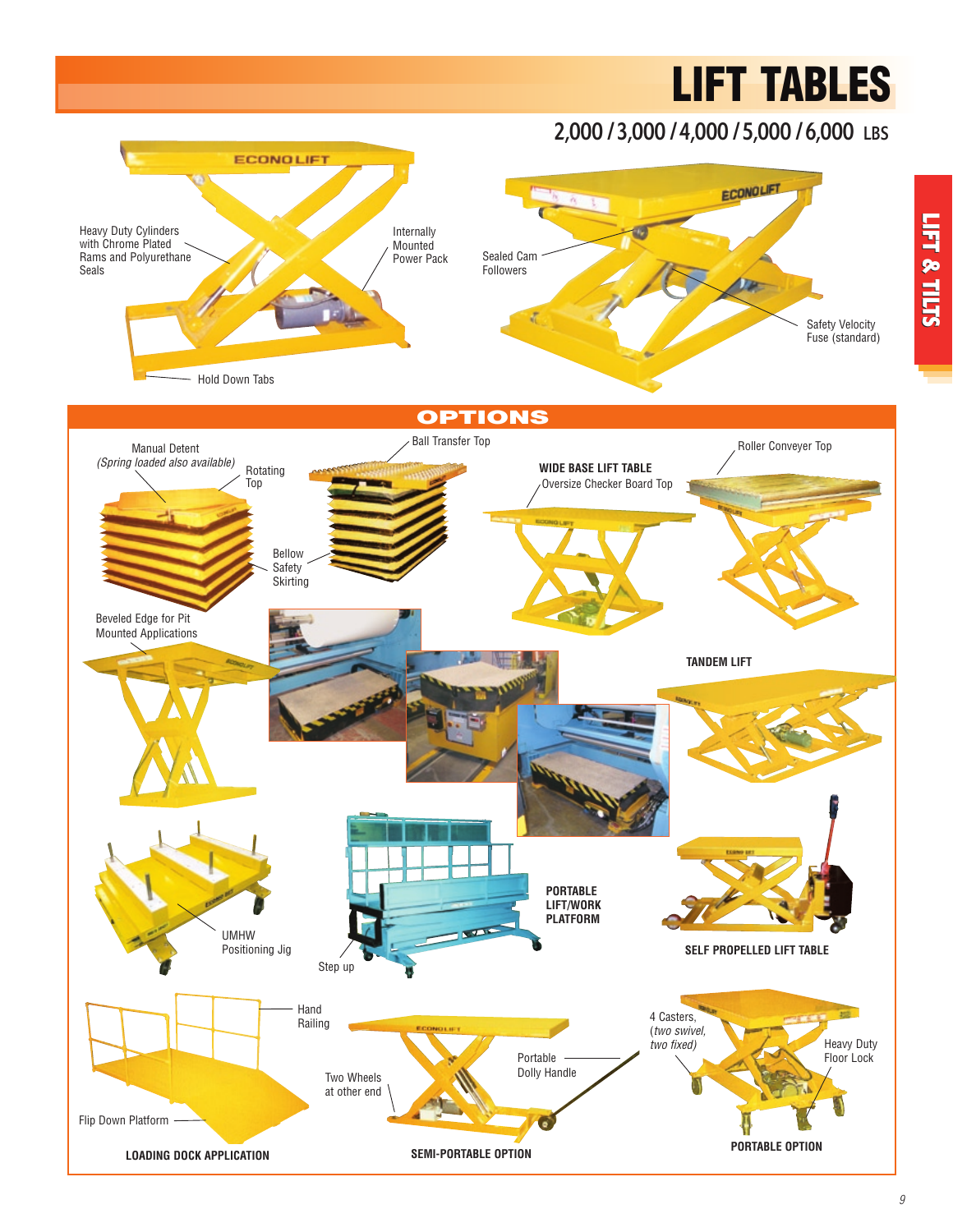# LIFT TABLES

## 2,000 / 3,000 / 4,000 / 5,000 / 6,000 LBS

LIFT & TILTS

Heavy Duty Cylinders with Chrome Plated Rams and Polyurethane Seals

Internally Mounted Power Pack

Hold Down Tabs

Sealed Cam Followers

Safety Velocity Fuse (standard)

## OPTIONS

Manual Detent
*(Spring loaded also available)*

Rotating Top

Ball Transfer Top

Bellow Safety Skirting

**WIDE BASE LIFT TABLE**
Oversize Checker Board Top

Roller Conveyer Top

Beveled Edge for Pit Mounted Applications

**TANDEM LIFT**

UMHW Positioning Jig

Step up

**PORTABLE LIFT/WORK PLATFORM**

**SELF PROPELLED LIFT TABLE**

Hand Railing

Flip Down Platform

**LOADING DOCK APPLICATION**

Two Wheels at other end

Portable Dolly Handle

**SEMI-PORTABLE OPTION**

4 Casters, *(two swivel, two fixed)*

Heavy Duty Floor Lock

**PORTABLE OPTION**